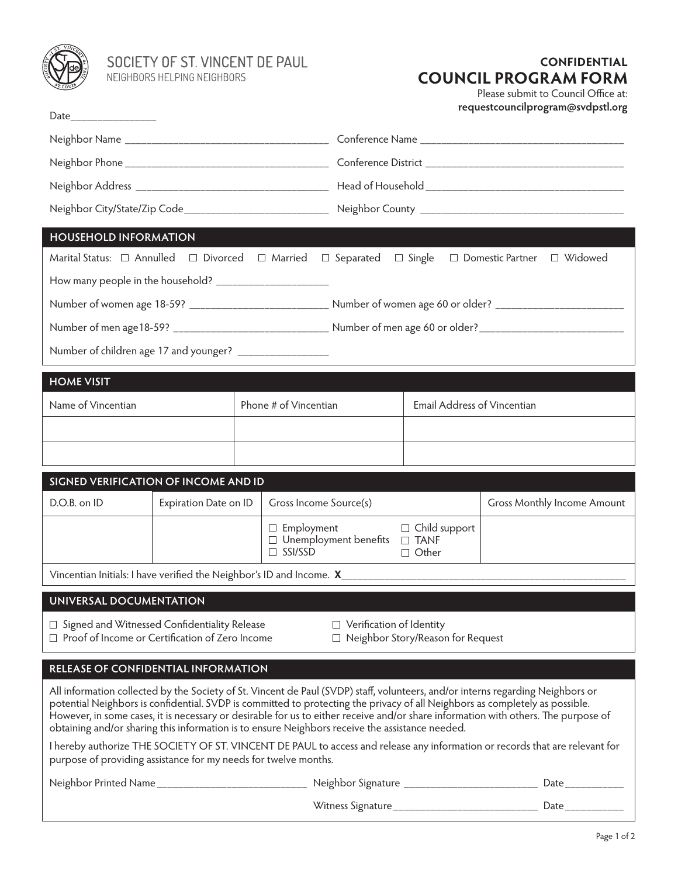SOCIETY OF ST. VINCENT DE PAUL
NEIGHBORS HELPING NEIGHBORS

**CONFIDENTIAL**

# COUNCIL PROGRAM FORM

Please submit to Council Office at:
**requestcouncilprogram@svdpstl.org**

Date________________

Neighbor Name ____________________________________ Conference Name ____________________________________

Neighbor Phone ____________________________________ Conference District ____________________________________

Neighbor Address ____________________________________ Head of Household ____________________________________

Neighbor City/State/Zip Code__________________________ Neighbor County ____________________________________

## HOUSEHOLD INFORMATION

Marital Status: ☐ Annulled ☐ Divorced ☐ Married ☐ Separated ☐ Single ☐ Domestic Partner ☐ Widowed

How many people in the household? ____________________

Number of women age 18-59? _________________________ Number of women age 60 or older? _______________________

Number of men age18-59? ____________________________ Number of men age 60 or older?__________________________

Number of children age 17 and younger? ________________

## HOME VISIT

| Name of Vincentian | Phone # of Vincentian | Email Address of Vincentian |
|---|---|---|
| | | |
| | | |

## SIGNED VERIFICATION OF INCOME AND ID

| D.O.B. on ID | Expiration Date on ID | Gross Income Source(s) | Gross Monthly Income Amount |
|---|---|---|---|
| | | ☐ Employment ☐ Unemployment benefits ☐ SSI/SSD ☐ Child support ☐ TANF ☐ Other | |

Vincentian Initials: I have verified the Neighbor's ID and Income. **X**_____________________________________________________

## UNIVERSAL DOCUMENTATION

☐ Signed and Witnessed Confidentiality Release
☐ Proof of Income or Certification of Zero Income
☐ Verification of Identity
☐ Neighbor Story/Reason for Request

## RELEASE OF CONFIDENTIAL INFORMATION

All information collected by the Society of St. Vincent de Paul (SVDP) staff, volunteers, and/or interns regarding Neighbors or potential Neighbors is confidential. SVDP is committed to protecting the privacy of all Neighbors as completely as possible. However, in some cases, it is necessary or desirable for us to either receive and/or share information with others. The purpose of obtaining and/or sharing this information is to ensure Neighbors receive the assistance needed.

I hereby authorize THE SOCIETY OF ST. VINCENT DE PAUL to access and release any information or records that are relevant for purpose of providing assistance for my needs for twelve months.

Neighbor Printed Name___________________________ Neighbor Signature ________________________ Date__________

Witness Signature_________________________ Date__________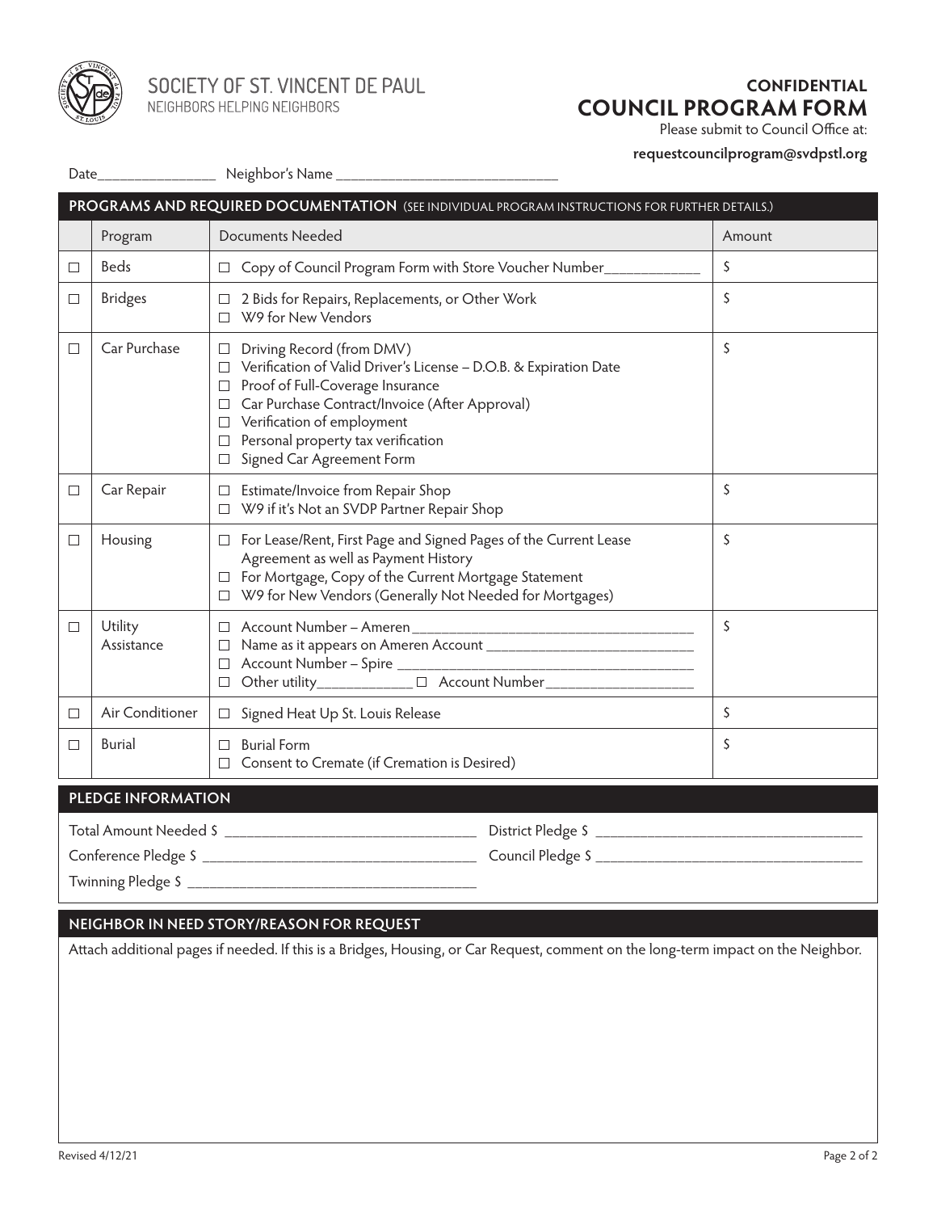SOCIETY OF ST. VINCENT DE PAUL
NEIGHBORS HELPING NEIGHBORS

**CONFIDENTIAL**

# COUNCIL PROGRAM FORM

Please submit to Council Office at:

**requestcouncilprogram@svdpstl.org**

Date________________ Neighbor's Name ______________________________

## PROGRAMS AND REQUIRED DOCUMENTATION (SEE INDIVIDUAL PROGRAM INSTRUCTIONS FOR FURTHER DETAILS.)

| | Program | Documents Needed | Amount |
|---|---|---|---|
| ☐ | Beds | ☐ Copy of Council Program Form with Store Voucher Number_____________ | $ |
| ☐ | Bridges | ☐ 2 Bids for Repairs, Replacements, or Other Work<br>☐ W9 for New Vendors | $ |
| ☐ | Car Purchase | ☐ Driving Record (from DMV)<br>☐ Verification of Valid Driver's License – D.O.B. & Expiration Date<br>☐ Proof of Full-Coverage Insurance<br>☐ Car Purchase Contract/Invoice (After Approval)<br>☐ Verification of employment<br>☐ Personal property tax verification<br>☐ Signed Car Agreement Form | $ |
| ☐ | Car Repair | ☐ Estimate/Invoice from Repair Shop<br>☐ W9 if it's Not an SVDP Partner Repair Shop | $ |
| ☐ | Housing | ☐ For Lease/Rent, First Page and Signed Pages of the Current Lease Agreement as well as Payment History<br>☐ For Mortgage, Copy of the Current Mortgage Statement<br>☐ W9 for New Vendors (Generally Not Needed for Mortgages) | $ |
| ☐ | Utility Assistance | ☐ Account Number – Ameren_____________________________________<br>☐ Name as it appears on Ameren Account ___________________________<br>☐ Account Number – Spire ______________________________________<br>☐ Other utility_____________ ☐ Account Number___________________ | $ |
| ☐ | Air Conditioner | ☐ Signed Heat Up St. Louis Release | $ |
| ☐ | Burial | ☐ Burial Form<br>☐ Consent to Cremate (if Cremation is Desired) | $ |

## PLEDGE INFORMATION

Total Amount Needed $ _________________________________

District Pledge $ ___________________________________

Conference Pledge $ ___________________________________

Council Pledge $ ___________________________________

Twinning Pledge $ ____________________________________

## NEIGHBOR IN NEED STORY/REASON FOR REQUEST

Attach additional pages if needed. If this is a Bridges, Housing, or Car Request, comment on the long-term impact on the Neighbor.

Revised 4/12/21